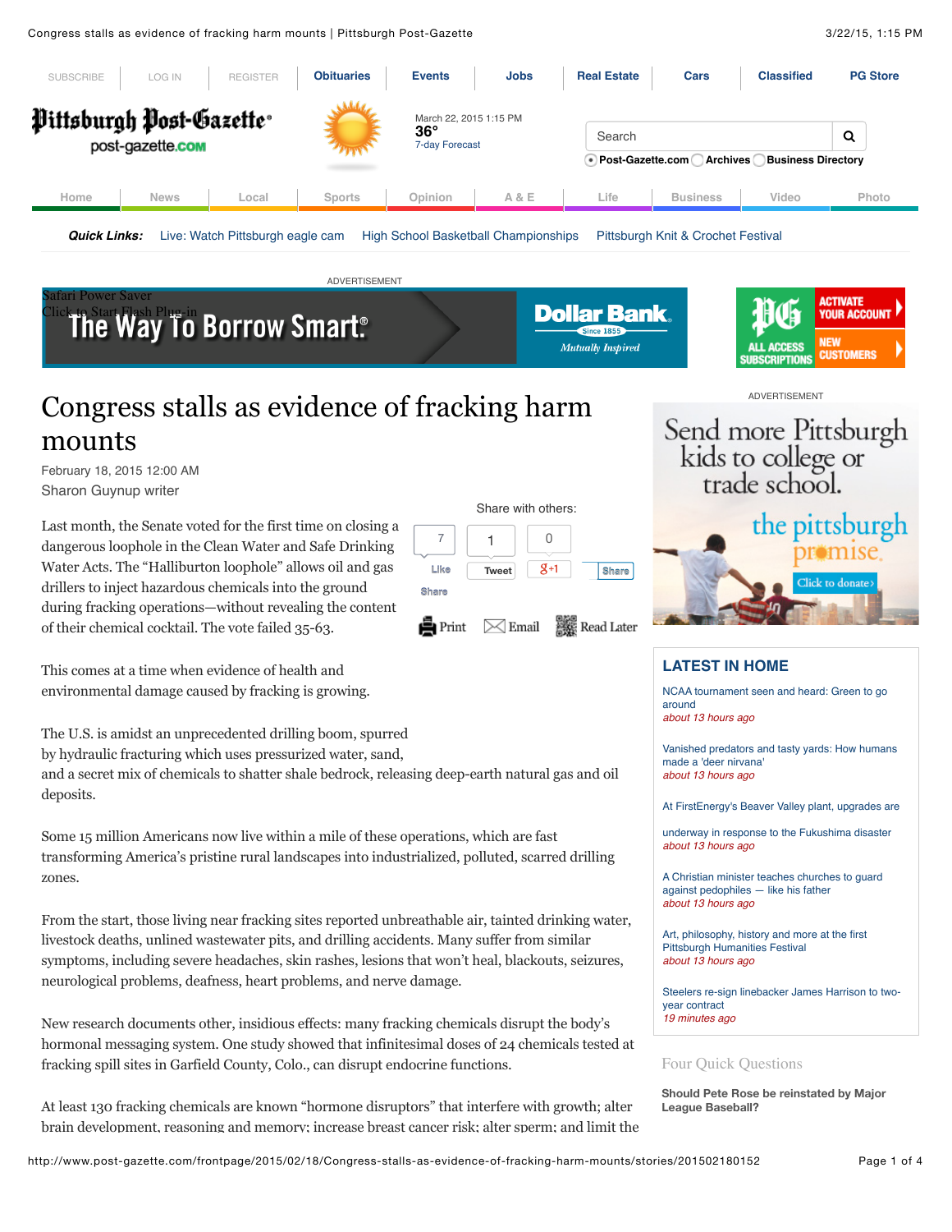# Congress stalls as evidence of fracking harm mounts

February 18, 2015 12:00 AM

Sharon Guynup writer

Last month, the Senate voted for the first time on closing a dangerous loophole in the Clean Water and Safe Drinking Water Acts. The "Halliburton loophole" allows oil and gas drillers to inject hazardous chemicals into the ground during fracking operations—without revealing the content of their chemical cocktail. The vote failed 35-63.

This comes at a time when evidence of health and environmental damage caused by fracking is growing.

The U.S. is amidst an unprecedented drilling boom, spurred by hydraulic fracturing which uses pressurized water, sand, and a secret mix of chemicals to shatter shale bedrock, releasing deep-earth natural gas and oil deposits.

Some 15 million Americans now live within a mile of these operations, which are fast transforming America's pristine rural landscapes into industrialized, polluted, scarred drilling zones.

From the start, those living near fracking sites reported unbreathable air, tainted drinking water, livestock deaths, unlined wastewater pits, and drilling accidents. Many suffer from similar symptoms, including severe headaches, skin rashes, lesions that won't heal, blackouts, seizures, neurological problems, deafness, heart problems, and nerve damage.

New research documents other, insidious effects: many fracking chemicals disrupt the body's hormonal messaging system. One study showed that infinitesimal doses of 24 chemicals tested at fracking spill sites in Garfield County, Colo., can disrupt endocrine functions.

At least 130 fracking chemicals are known "hormone disruptors" that interfere with growth; alter brain development, reasoning and memory; increase breast cancer risk; alter sperm; and limit the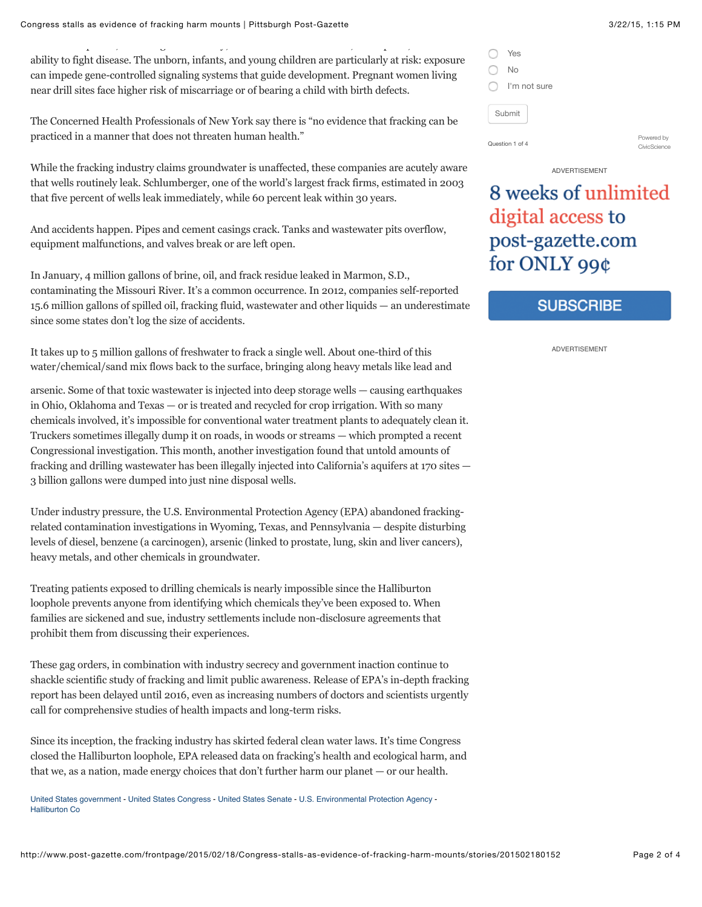ability to fight disease. The unborn, infants, and young children are particularly at risk: exposure can impede gene-controlled signaling systems that guide development. Pregnant women living near drill sites face higher risk of miscarriage or of bearing a child with birth defects.

The Concerned Health Professionals of New York say there is "no evidence that fracking can be practiced in a manner that does not threaten human health."

While the fracking industry claims groundwater is unaffected, these companies are acutely aware that wells routinely leak. Schlumberger, one of the world's largest frack firms, estimated in 2003 that five percent of wells leak immediately, while 60 percent leak within 30 years.

And accidents happen. Pipes and cement casings crack. Tanks and wastewater pits overflow, equipment malfunctions, and valves break or are left open.

In January, 4 million gallons of brine, oil, and frack residue leaked in Marmon, S.D., contaminating the Missouri River. It's a common occurrence. In 2012, companies self-reported 15.6 million gallons of spilled oil, fracking fluid, wastewater and other liquids — an underestimate since some states don't log the size of accidents.

It takes up to 5 million gallons of freshwater to frack a single well. About one-third of this water/chemical/sand mix flows back to the surface, bringing along heavy metals like lead and arsenic. Some of that toxic wastewater is injected into deep storage wells — causing earthquakes in Ohio, Oklahoma and Texas — or is treated and recycled for crop irrigation. With so many chemicals involved, it's impossible for conventional water treatment plants to adequately clean it. Truckers sometimes illegally dump it on roads, in woods or streams — which prompted a recent Congressional investigation. This month, another investigation found that untold amounts of fracking and drilling wastewater has been illegally injected into California's aquifers at 170 sites — 3 billion gallons were dumped into just nine disposal wells.

Under industry pressure, the U.S. Environmental Protection Agency (EPA) abandoned fracking-related contamination investigations in Wyoming, Texas, and Pennsylvania — despite disturbing levels of diesel, benzene (a carcinogen), arsenic (linked to prostate, lung, skin and liver cancers), heavy metals, and other chemicals in groundwater.

Treating patients exposed to drilling chemicals is nearly impossible since the Halliburton loophole prevents anyone from identifying which chemicals they've been exposed to. When families are sickened and sue, industry settlements include non-disclosure agreements that prohibit them from discussing their experiences.

These gag orders, in combination with industry secrecy and government inaction continue to shackle scientific study of fracking and limit public awareness. Release of EPA's in-depth fracking report has been delayed until 2016, even as increasing numbers of doctors and scientists urgently call for comprehensive studies of health impacts and long-term risks.

Since its inception, the fracking industry has skirted federal clean water laws. It's time Congress closed the Halliburton loophole, EPA released data on fracking's health and ecological harm, and that we, as a nation, made energy choices that don't further harm our planet — or our health.

United States government - United States Congress - United States Senate - U.S. Environmental Protection Agency - Halliburton Co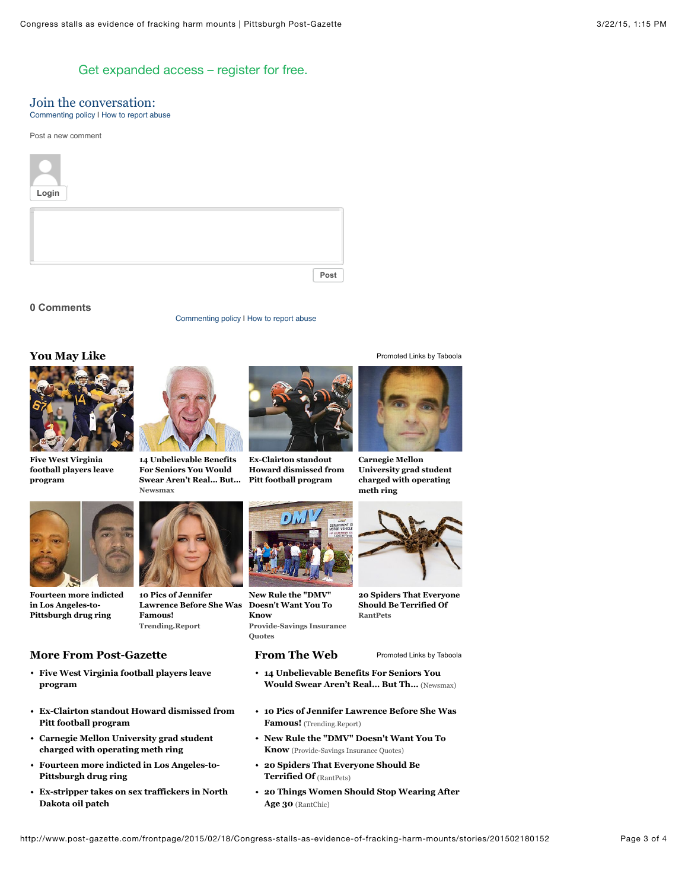Get expanded access – register for free.

## Join the conversation:

Commenting policy I How to report abuse

Post a new comment

Login

Post

**0 Comments**

Commenting policy I How to report abuse

## You May Like

Promoted Links by Taboola

**Five West Virginia football players leave program**

**14 Unbelievable Benefits For Seniors You Would Swear Aren't Real... But...**
Newsmax

**Ex-Clairton standout Howard dismissed from Pitt football program**

**Carnegie Mellon University grad student charged with operating meth ring**

**Fourteen more indicted in Los Angeles-to-Pittsburgh drug ring**

**10 Pics of Jennifer Lawrence Before She Was Famous!**
Trending.Report

**New Rule the "DMV" Doesn't Want You To Know**
Provide-Savings Insurance Quotes

**20 Spiders That Everyone Should Be Terrified Of**
RantPets

## More From Post-Gazette

- **Five West Virginia football players leave program**
- **Ex-Clairton standout Howard dismissed from Pitt football program**
- **Carnegie Mellon University grad student charged with operating meth ring**
- **Fourteen more indicted in Los Angeles-to-Pittsburgh drug ring**
- **Ex-stripper takes on sex traffickers in North Dakota oil patch**

## From The Web

Promoted Links by Taboola

- **14 Unbelievable Benefits For Seniors You Would Swear Aren't Real... But Th...** (Newsmax)
- **10 Pics of Jennifer Lawrence Before She Was Famous!** (Trending.Report)
- **New Rule the "DMV" Doesn't Want You To Know** (Provide-Savings Insurance Quotes)
- **20 Spiders That Everyone Should Be Terrified Of** (RantPets)
- **20 Things Women Should Stop Wearing After Age 30** (RantChic)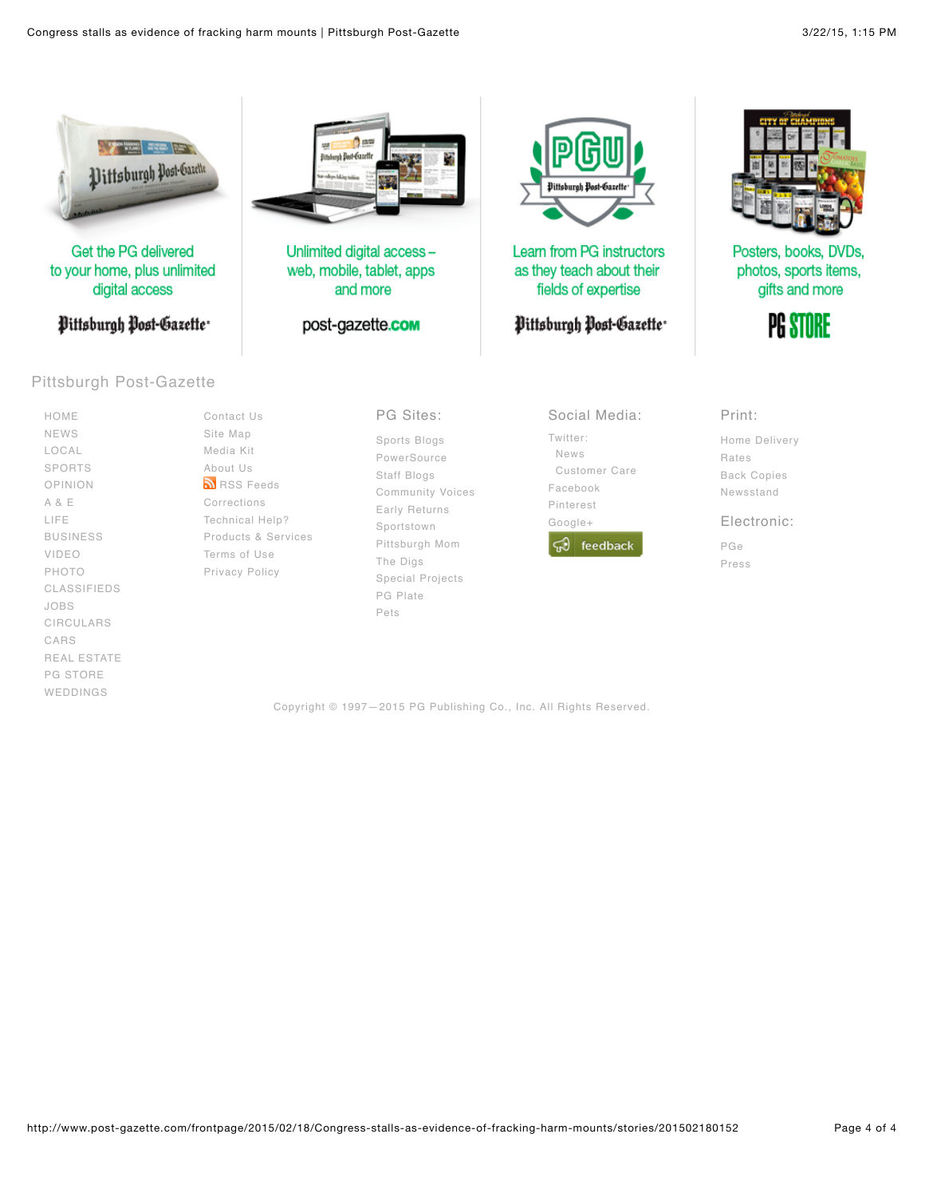Get the PG delivered to your home, plus unlimited digital access

Pittsburgh Post-Gazette

Unlimited digital access – web, mobile, tablet, apps and more

post-gazette.com

Learn from PG instructors as they teach about their fields of expertise

Pittsburgh Post-Gazette

Posters, books, DVDs, photos, sports items, gifts and more

PG STORE

Pittsburgh Post-Gazette

- HOME
- NEWS
- LOCAL
- SPORTS
- OPINION
- A & E
- LIFE
- BUSINESS
- VIDEO
- PHOTO
- CLASSIFIEDS
- JOBS
- CIRCULARS
- CARS
- REAL ESTATE
- PG STORE
- WEDDINGS

- Contact Us
- Site Map
- Media Kit
- About Us
- RSS Feeds
- Corrections
- Technical Help?
- Products & Services
- Terms of Use
- Privacy Policy

PG Sites:

- Sports Blogs
- PowerSource
- Staff Blogs
- Community Voices
- Early Returns
- Sportstown
- Pittsburgh Mom
- The Digs
- Special Projects
- PG Plate
- Pets

Social Media:

- Twitter:
  - News
  - Customer Care
- Facebook
- Pinterest
- Google+

feedback

Print:

- Home Delivery
- Rates
- Back Copies
- Newsstand

Electronic:

- PGe
- Press

Copyright © 1997—2015 PG Publishing Co., Inc. All Rights Reserved.